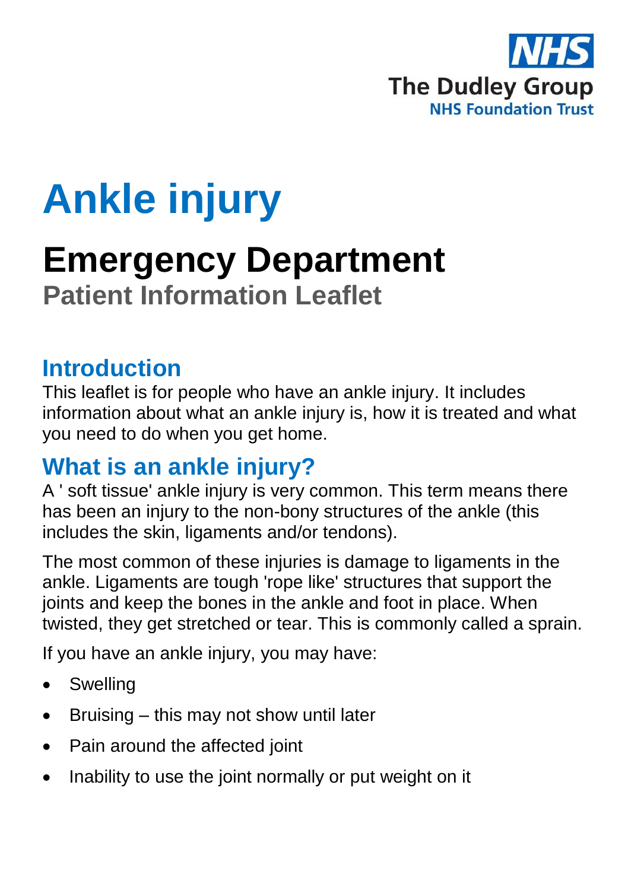NHS
The Dudley Group
NHS Foundation Trust

# Ankle injury

## Emergency Department

### Patient Information Leaflet

## Introduction

This leaflet is for people who have an ankle injury. It includes information about what an ankle injury is, how it is treated and what you need to do when you get home.

## What is an ankle injury?

A ' soft tissue' ankle injury is very common. This term means there has been an injury to the non-bony structures of the ankle (this includes the skin, ligaments and/or tendons).

The most common of these injuries is damage to ligaments in the ankle. Ligaments are tough 'rope like' structures that support the joints and keep the bones in the ankle and foot in place. When twisted, they get stretched or tear. This is commonly called a sprain.

If you have an ankle injury, you may have:

- Swelling
- Bruising – this may not show until later
- Pain around the affected joint
- Inability to use the joint normally or put weight on it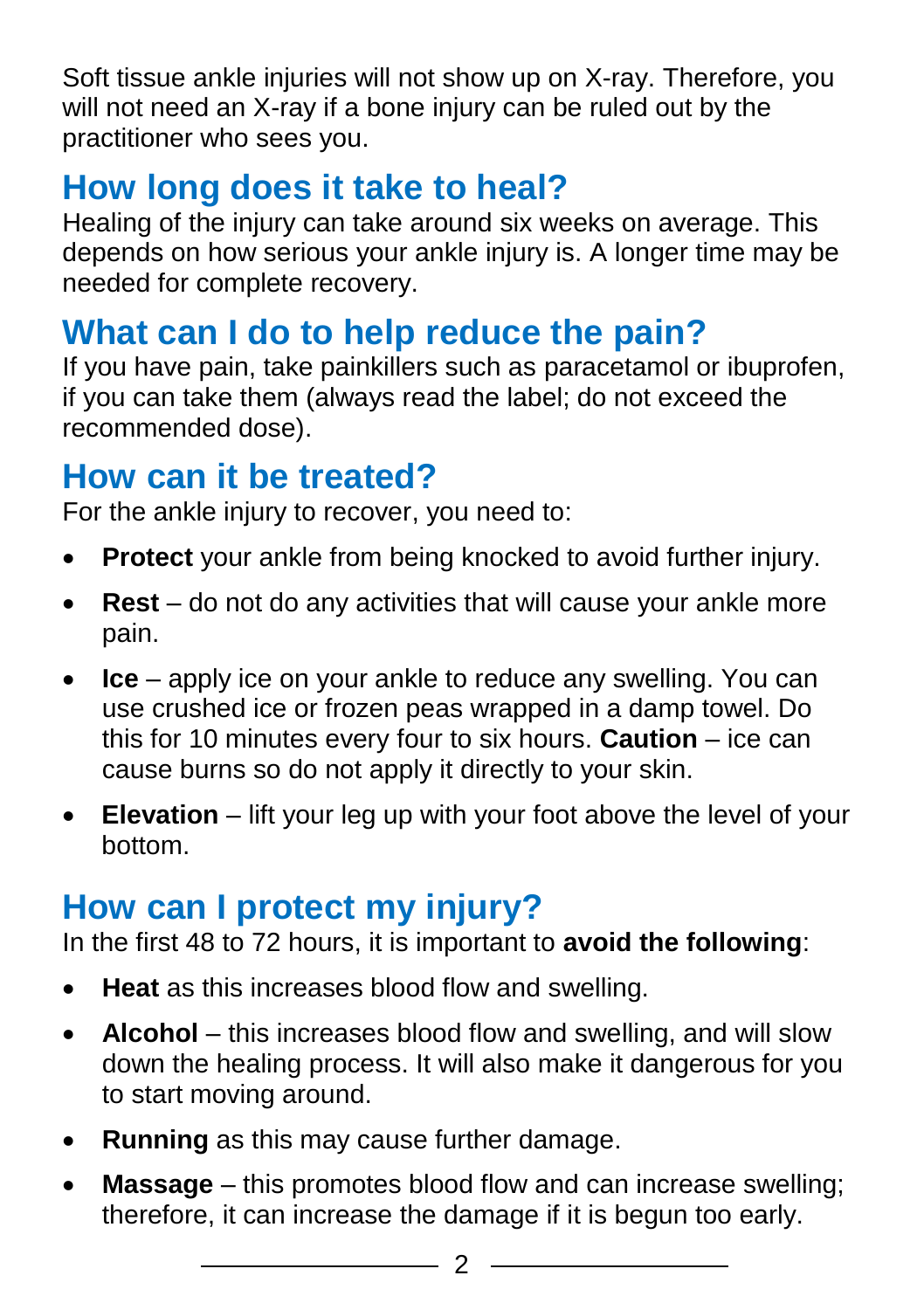Soft tissue ankle injuries will not show up on X-ray. Therefore, you will not need an X-ray if a bone injury can be ruled out by the practitioner who sees you.

## How long does it take to heal?

Healing of the injury can take around six weeks on average. This depends on how serious your ankle injury is. A longer time may be needed for complete recovery.

## What can I do to help reduce the pain?

If you have pain, take painkillers such as paracetamol or ibuprofen, if you can take them (always read the label; do not exceed the recommended dose).

## How can it be treated?

For the ankle injury to recover, you need to:

- **Protect** your ankle from being knocked to avoid further injury.
- **Rest** – do not do any activities that will cause your ankle more pain.
- **Ice** – apply ice on your ankle to reduce any swelling. You can use crushed ice or frozen peas wrapped in a damp towel. Do this for 10 minutes every four to six hours. **Caution** – ice can cause burns so do not apply it directly to your skin.
- **Elevation** – lift your leg up with your foot above the level of your bottom.

## How can I protect my injury?

In the first 48 to 72 hours, it is important to **avoid the following**:

- **Heat** as this increases blood flow and swelling.
- **Alcohol** – this increases blood flow and swelling, and will slow down the healing process. It will also make it dangerous for you to start moving around.
- **Running** as this may cause further damage.
- **Massage** – this promotes blood flow and can increase swelling; therefore, it can increase the damage if it is begun too early.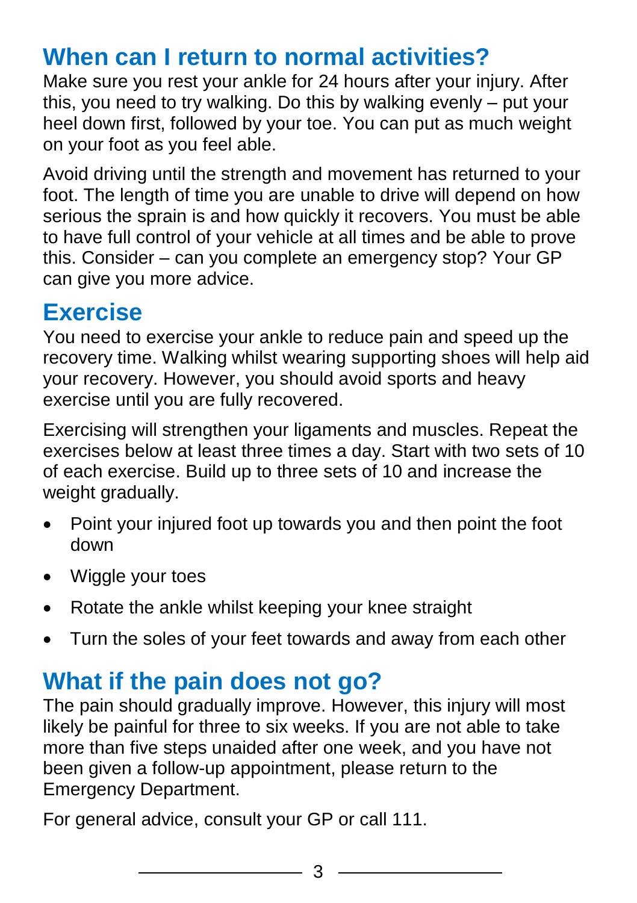## When can I return to normal activities?

Make sure you rest your ankle for 24 hours after your injury. After this, you need to try walking. Do this by walking evenly – put your heel down first, followed by your toe. You can put as much weight on your foot as you feel able.

Avoid driving until the strength and movement has returned to your foot. The length of time you are unable to drive will depend on how serious the sprain is and how quickly it recovers. You must be able to have full control of your vehicle at all times and be able to prove this. Consider – can you complete an emergency stop? Your GP can give you more advice.

## Exercise

You need to exercise your ankle to reduce pain and speed up the recovery time. Walking whilst wearing supporting shoes will help aid your recovery. However, you should avoid sports and heavy exercise until you are fully recovered.

Exercising will strengthen your ligaments and muscles. Repeat the exercises below at least three times a day. Start with two sets of 10 of each exercise. Build up to three sets of 10 and increase the weight gradually.

- Point your injured foot up towards you and then point the foot down
- Wiggle your toes
- Rotate the ankle whilst keeping your knee straight
- Turn the soles of your feet towards and away from each other

## What if the pain does not go?

The pain should gradually improve. However, this injury will most likely be painful for three to six weeks. If you are not able to take more than five steps unaided after one week, and you have not been given a follow-up appointment, please return to the Emergency Department.

For general advice, consult your GP or call 111.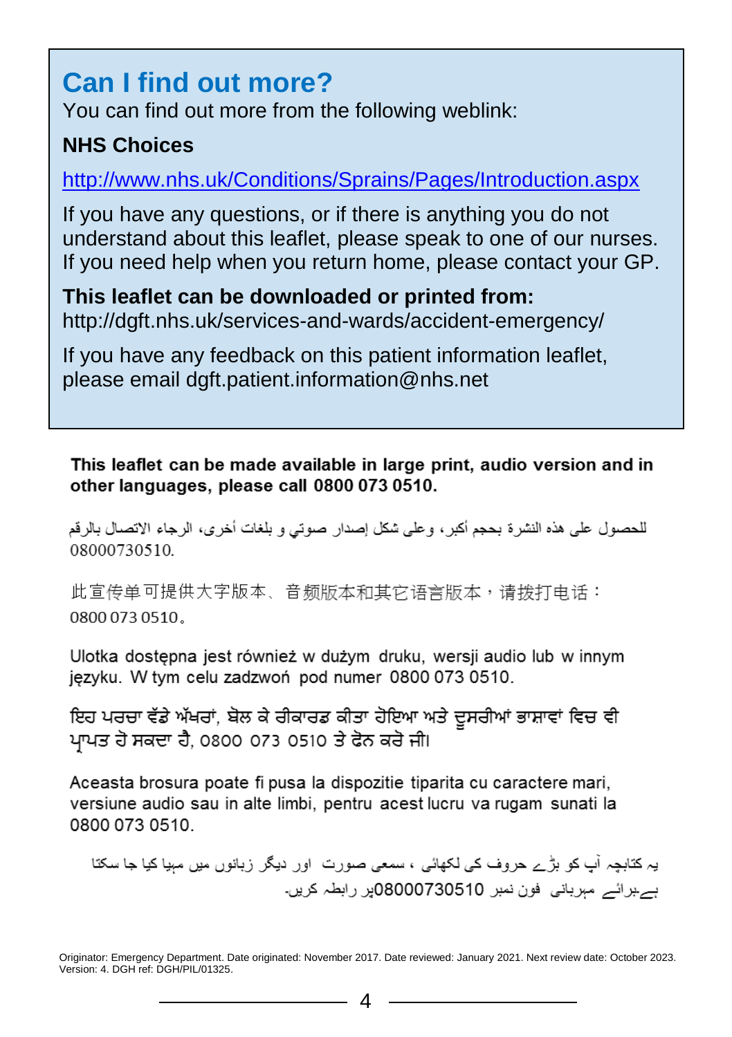## Can I find out more?

You can find out more from the following weblink:

**NHS Choices**

http://www.nhs.uk/Conditions/Sprains/Pages/Introduction.aspx

If you have any questions, or if there is anything you do not understand about this leaflet, please speak to one of our nurses. If you need help when you return home, please contact your GP.

**This leaflet can be downloaded or printed from:**
http://dgft.nhs.uk/services-and-wards/accident-emergency/

If you have any feedback on this patient information leaflet, please email dgft.patient.information@nhs.net

**This leaflet can be made available in large print, audio version and in other languages, please call 0800 073 0510.**

للحصول على هذه النشرة بحجم أكبر، وعلى شكل إصدار صوتي و بلغات أخرى، الرجاء الاتصال بالرقم 08000730510.

此宣传单可提供大字版本、音频版本和其它语言版本，请拨打电话：0800 073 0510。

Ulotka dostępna jest również w dużym druku, wersji audio lub w innym języku. W tym celu zadzwoń pod numer 0800 073 0510.

ਇਹ ਪਰਚਾ ਵੱਡੇ ਅੱਖਰਾਂ, ਬੋਲ ਕੇ ਰੀਕਾਰਡ ਕੀਤਾ ਹੋਇਆ ਅਤੇ ਦੂਸਰੀਆਂ ਭਾਸ਼ਾਵਾਂ ਵਿਚ ਵੀ ਪ੍ਰਾਪਤ ਹੋ ਸਕਦਾ ਹੈ, 0800 073 0510 ਤੇ ਫੋਨ ਕਰੋ ਜੀ।

Aceasta brosura poate fi pusa la dispozitie tiparita cu caractere mari, versiune audio sau in alte limbi, pentru acest lucru va rugam sunati la 0800 073 0510.

یہ کتابچہ آپ کو بڑے حروف کی لکھائی ، سمعی صورت اور دیگر زبانوں میں مہیا کیا جا سکتا ہے برائے مہربانی فون نمبر 08000730510 پر رابطہ کریں۔

Originator: Emergency Department. Date originated: November 2017. Date reviewed: January 2021. Next review date: October 2023. Version: 4. DGH ref: DGH/PIL/01325.